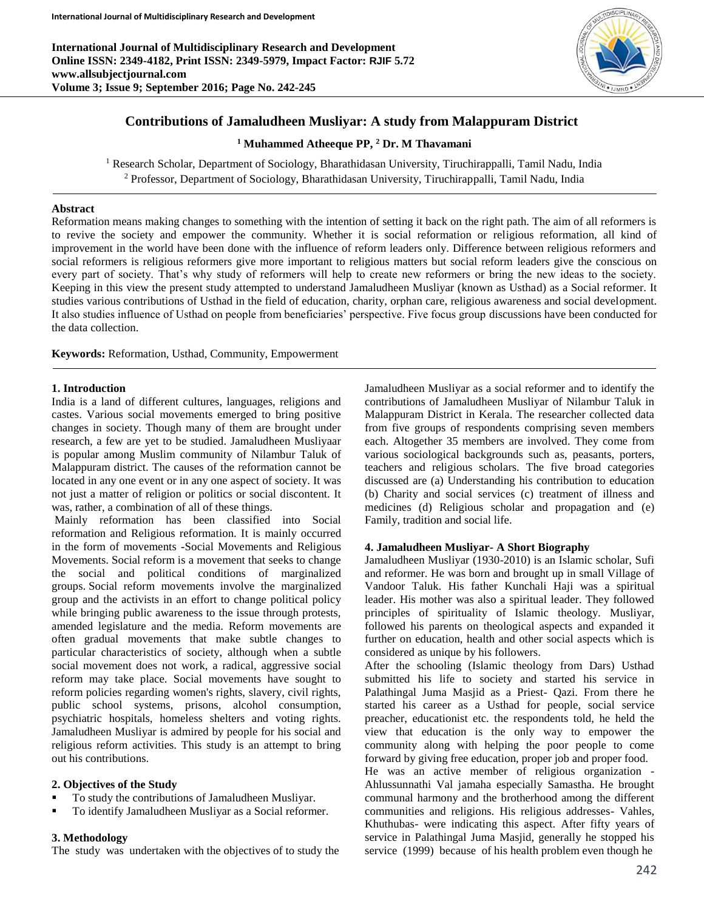# Contributions of Jamaludheen Musliyar: A study from Malappuram District

**[1] Muhammed Atheeque PP, [2] Dr. M Thavamani**

[1] Research Scholar, Department of Sociology, Bharathidasan University, Tiruchirappalli, Tamil Nadu, India
[2] Professor, Department of Sociology, Bharathidasan University, Tiruchirappalli, Tamil Nadu, India

## Abstract

Reformation means making changes to something with the intention of setting it back on the right path. The aim of all reformers is to revive the society and empower the community. Whether it is social reformation or religious reformation, all kind of improvement in the world have been done with the influence of reform leaders only. Difference between religious reformers and social reformers is religious reformers give more important to religious matters but social reform leaders give the conscious on every part of society. That's why study of reformers will help to create new reformers or bring the new ideas to the society. Keeping in this view the present study attempted to understand Jamaludheen Musliyar (known as Usthad) as a Social reformer. It studies various contributions of Usthad in the field of education, charity, orphan care, religious awareness and social development. It also studies influence of Usthad on people from beneficiaries' perspective. Five focus group discussions have been conducted for the data collection.

**Keywords:** Reformation, Usthad, Community, Empowerment

## 1. Introduction

India is a land of different cultures, languages, religions and castes. Various social movements emerged to bring positive changes in society. Though many of them are brought under research, a few are yet to be studied. Jamaludheen Musliyaar is popular among Muslim community of Nilambur Taluk of Malappuram district. The causes of the reformation cannot be located in any one event or in any one aspect of society. It was not just a matter of religion or politics or social discontent. It was, rather, a combination of all of these things.

Mainly reformation has been classified into Social reformation and Religious reformation. It is mainly occurred in the form of movements -Social Movements and Religious Movements. Social reform is a movement that seeks to change the social and political conditions of marginalized groups. Social reform movements involve the marginalized group and the activists in an effort to change political policy while bringing public awareness to the issue through protests, amended legislature and the media. Reform movements are often gradual movements that make subtle changes to particular characteristics of society, although when a subtle social movement does not work, a radical, aggressive social reform may take place. Social movements have sought to reform policies regarding women's rights, slavery, civil rights, public school systems, prisons, alcohol consumption, psychiatric hospitals, homeless shelters and voting rights. Jamaludheen Musliyar is admired by people for his social and religious reform activities. This study is an attempt to bring out his contributions.

## 2. Objectives of the Study

- To study the contributions of Jamaludheen Musliyar.
- To identify Jamaludheen Musliyar as a Social reformer.

## 3. Methodology

The study was undertaken with the objectives of to study the Jamaludheen Musliyar as a social reformer and to identify the contributions of Jamaludheen Musliyar of Nilambur Taluk in Malappuram District in Kerala. The researcher collected data from five groups of respondents comprising seven members each. Altogether 35 members are involved. They come from various sociological backgrounds such as, peasants, porters, teachers and religious scholars. The five broad categories discussed are (a) Understanding his contribution to education (b) Charity and social services (c) treatment of illness and medicines (d) Religious scholar and propagation and (e) Family, tradition and social life.

## 4. Jamaludheen Musliyar- A Short Biography

Jamaludheen Musliyar (1930-2010) is an Islamic scholar, Sufi and reformer. He was born and brought up in small Village of Vandoor Taluk. His father Kunchali Haji was a spiritual leader. His mother was also a spiritual leader. They followed principles of spirituality of Islamic theology. Musliyar, followed his parents on theological aspects and expanded it further on education, health and other social aspects which is considered as unique by his followers.

After the schooling (Islamic theology from Dars) Usthad submitted his life to society and started his service in Palathingal Juma Masjid as a Priest- Qazi. From there he started his career as a Usthad for people, social service preacher, educationist etc. the respondents told, he held the view that education is the only way to empower the community along with helping the poor people to come forward by giving free education, proper job and proper food.

He was an active member of religious organization - Ahlussunnathi Val jamaha especially Samastha. He brought communal harmony and the brotherhood among the different communities and religions. His religious addresses- Vahles, Khuthubas- were indicating this aspect. After fifty years of service in Palathingal Juma Masjid, generally he stopped his service (1999) because of his health problem even though he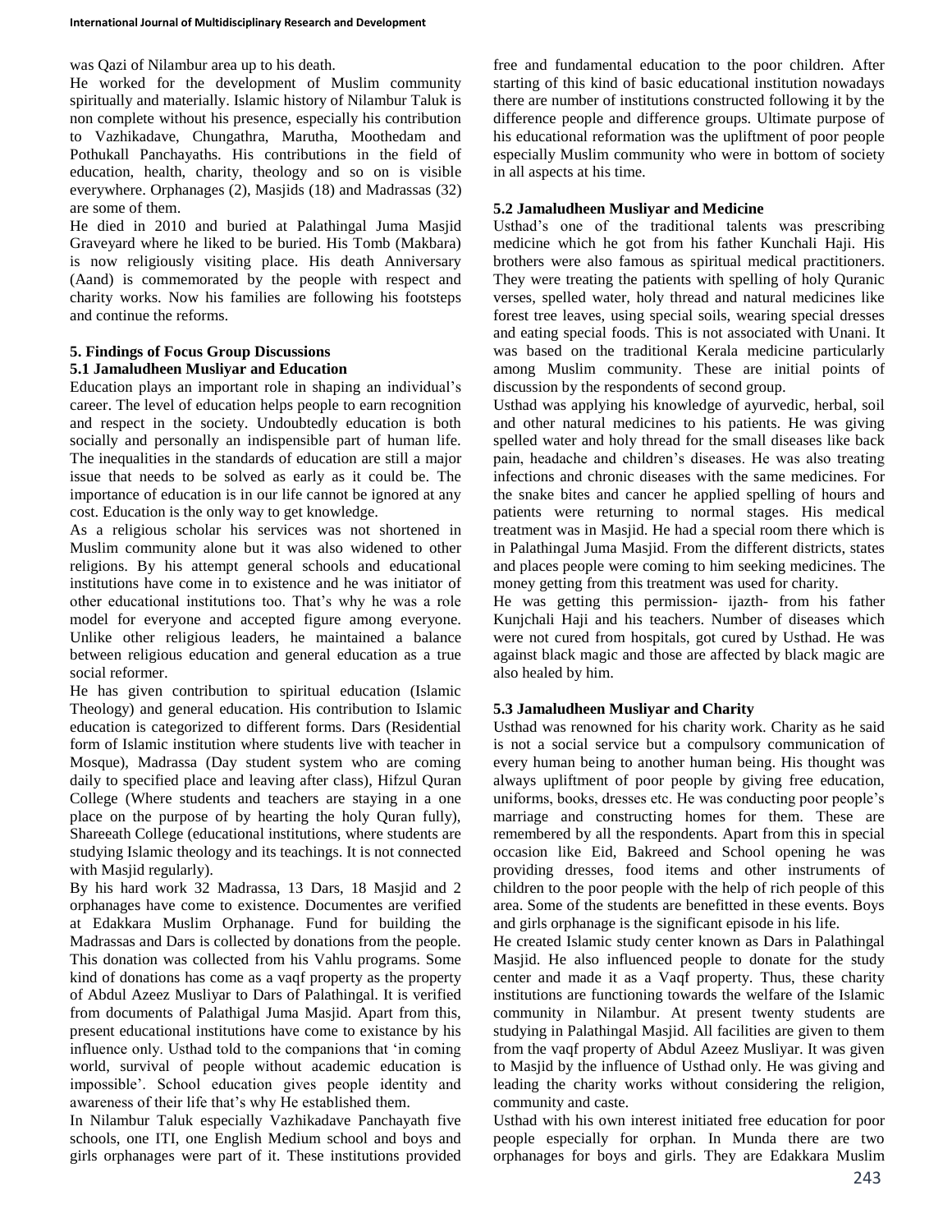was Qazi of Nilambur area up to his death.

He worked for the development of Muslim community spiritually and materially. Islamic history of Nilambur Taluk is non complete without his presence, especially his contribution to Vazhikadave, Chungathra, Marutha, Moothedam and Pothukall Panchayaths. His contributions in the field of education, health, charity, theology and so on is visible everywhere. Orphanages (2), Masjids (18) and Madrassas (32) are some of them.

He died in 2010 and buried at Palathingal Juma Masjid Graveyard where he liked to be buried. His Tomb (Makbara) is now religiously visiting place. His death Anniversary (Aand) is commemorated by the people with respect and charity works. Now his families are following his footsteps and continue the reforms.

### 5. Findings of Focus Group Discussions

#### 5.1 Jamaludheen Musliyar and Education

Education plays an important role in shaping an individual's career. The level of education helps people to earn recognition and respect in the society. Undoubtedly education is both socially and personally an indispensible part of human life. The inequalities in the standards of education are still a major issue that needs to be solved as early as it could be. The importance of education is in our life cannot be ignored at any cost. Education is the only way to get knowledge.

As a religious scholar his services was not shortened in Muslim community alone but it was also widened to other religions. By his attempt general schools and educational institutions have come in to existence and he was initiator of other educational institutions too. That's why he was a role model for everyone and accepted figure among everyone. Unlike other religious leaders, he maintained a balance between religious education and general education as a true social reformer.

He has given contribution to spiritual education (Islamic Theology) and general education. His contribution to Islamic education is categorized to different forms. Dars (Residential form of Islamic institution where students live with teacher in Mosque), Madrassa (Day student system who are coming daily to specified place and leaving after class), Hifzul Quran College (Where students and teachers are staying in a one place on the purpose of by hearting the holy Quran fully), Shareeath College (educational institutions, where students are studying Islamic theology and its teachings. It is not connected with Masjid regularly).

By his hard work 32 Madrassa, 13 Dars, 18 Masjid and 2 orphanages have come to existence. Documentes are verified at Edakkara Muslim Orphanage. Fund for building the Madrassas and Dars is collected by donations from the people. This donation was collected from his Vahlu programs. Some kind of donations has come as a vaqf property as the property of Abdul Azeez Musliyar to Dars of Palathigal. It is verified from documents of Palathigal Juma Masjid. Apart from this, present educational institutions have come to existance by his influence only. Usthad told to the companions that 'in coming world, survival of people without academic education is impossible'. School education gives people identity and awareness of their life that's why He established them.

In Nilambur Taluk especially Vazhikadave Panchayath five schools, one ITI, one English Medium school and boys and girls orphanages were part of it. These institutions provided free and fundamental education to the poor children. After starting of this kind of basic educational institution nowadays there are number of institutions constructed following it by the difference people and difference groups. Ultimate purpose of his educational reformation was the upliftment of poor people especially Muslim community who were in bottom of society in all aspects at his time.

#### 5.2 Jamaludheen Musliyar and Medicine

Usthad's one of the traditional talents was prescribing medicine which he got from his father Kunchali Haji. His brothers were also famous as spiritual medical practitioners. They were treating the patients with spelling of holy Quranic verses, spelled water, holy thread and natural medicines like forest tree leaves, using special soils, wearing special dresses and eating special foods. This is not associated with Unani. It was based on the traditional Kerala medicine particularly among Muslim community. These are initial points of discussion by the respondents of second group.

Usthad was applying his knowledge of ayurvedic, herbal, soil and other natural medicines to his patients. He was giving spelled water and holy thread for the small diseases like back pain, headache and children's diseases. He was also treating infections and chronic diseases with the same medicines. For the snake bites and cancer he applied spelling of hours and patients were returning to normal stages. His medical treatment was in Masjid. He had a special room there which is in Palathingal Juma Masjid. From the different districts, states and places people were coming to him seeking medicines. The money getting from this treatment was used for charity.

He was getting this permission- ijazth- from his father Kunjchali Haji and his teachers. Number of diseases which were not cured from hospitals, got cured by Usthad. He was against black magic and those are affected by black magic are also healed by him.

#### 5.3 Jamaludheen Musliyar and Charity

Usthad was renowned for his charity work. Charity as he said is not a social service but a compulsory communication of every human being to another human being. His thought was always upliftment of poor people by giving free education, uniforms, books, dresses etc. He was conducting poor people's marriage and constructing homes for them. These are remembered by all the respondents. Apart from this in special occasion like Eid, Bakreed and School opening he was providing dresses, food items and other instruments of children to the poor people with the help of rich people of this area. Some of the students are benefitted in these events. Boys and girls orphanage is the significant episode in his life.

He created Islamic study center known as Dars in Palathingal Masjid. He also influenced people to donate for the study center and made it as a Vaqf property. Thus, these charity institutions are functioning towards the welfare of the Islamic community in Nilambur. At present twenty students are studying in Palathingal Masjid. All facilities are given to them from the vaqf property of Abdul Azeez Musliyar. It was given to Masjid by the influence of Usthad only. He was giving and leading the charity works without considering the religion, community and caste.

Usthad with his own interest initiated free education for poor people especially for orphan. In Munda there are two orphanages for boys and girls. They are Edakkara Muslim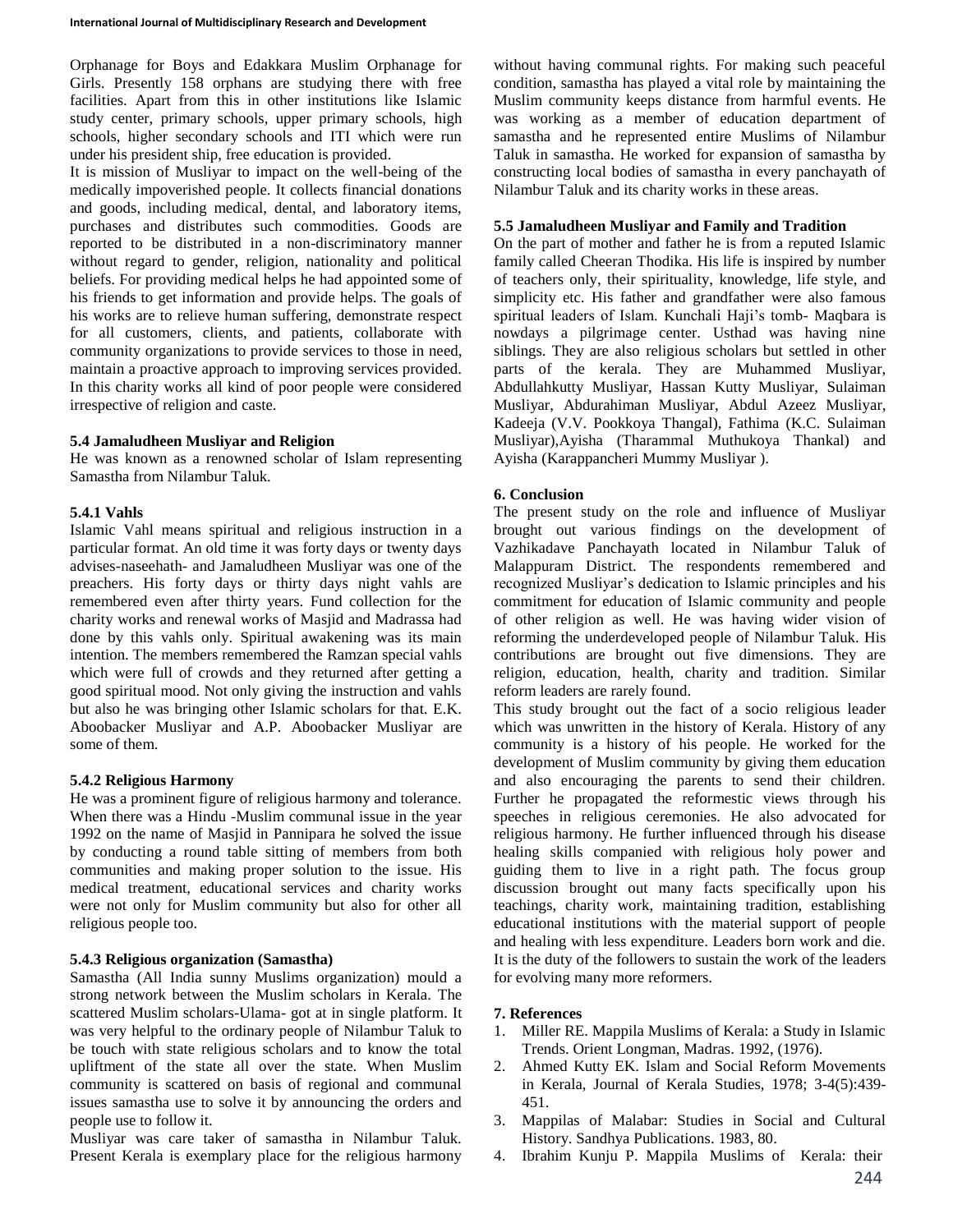Orphanage for Boys and Edakkara Muslim Orphanage for Girls. Presently 158 orphans are studying there with free facilities. Apart from this in other institutions like Islamic study center, primary schools, upper primary schools, high schools, higher secondary schools and ITI which were run under his president ship, free education is provided.

It is mission of Musliyar to impact on the well-being of the medically impoverished people. It collects financial donations and goods, including medical, dental, and laboratory items, purchases and distributes such commodities. Goods are reported to be distributed in a non-discriminatory manner without regard to gender, religion, nationality and political beliefs. For providing medical helps he had appointed some of his friends to get information and provide helps. The goals of his works are to relieve human suffering, demonstrate respect for all customers, clients, and patients, collaborate with community organizations to provide services to those in need, maintain a proactive approach to improving services provided. In this charity works all kind of poor people were considered irrespective of religion and caste.

### 5.4 Jamaludheen Musliyar and Religion

He was known as a renowned scholar of Islam representing Samastha from Nilambur Taluk.

#### 5.4.1 Vahls

Islamic Vahl means spiritual and religious instruction in a particular format. An old time it was forty days or twenty days advises-naseehath- and Jamaludheen Musliyar was one of the preachers. His forty days or thirty days night vahls are remembered even after thirty years. Fund collection for the charity works and renewal works of Masjid and Madrassa had done by this vahls only. Spiritual awakening was its main intention. The members remembered the Ramzan special vahls which were full of crowds and they returned after getting a good spiritual mood. Not only giving the instruction and vahls but also he was bringing other Islamic scholars for that. E.K. Aboobacker Musliyar and A.P. Aboobacker Musliyar are some of them.

#### 5.4.2 Religious Harmony

He was a prominent figure of religious harmony and tolerance. When there was a Hindu -Muslim communal issue in the year 1992 on the name of Masjid in Pannipara he solved the issue by conducting a round table sitting of members from both communities and making proper solution to the issue. His medical treatment, educational services and charity works were not only for Muslim community but also for other all religious people too.

#### 5.4.3 Religious organization (Samastha)

Samastha (All India sunny Muslims organization) mould a strong network between the Muslim scholars in Kerala. The scattered Muslim scholars-Ulama- got at in single platform. It was very helpful to the ordinary people of Nilambur Taluk to be touch with state religious scholars and to know the total upliftment of the state all over the state. When Muslim community is scattered on basis of regional and communal issues samastha use to solve it by announcing the orders and people use to follow it.

Musliyar was care taker of samastha in Nilambur Taluk. Present Kerala is exemplary place for the religious harmony without having communal rights. For making such peaceful condition, samastha has played a vital role by maintaining the Muslim community keeps distance from harmful events. He was working as a member of education department of samastha and he represented entire Muslims of Nilambur Taluk in samastha. He worked for expansion of samastha by constructing local bodies of samastha in every panchayath of Nilambur Taluk and its charity works in these areas.

### 5.5 Jamaludheen Musliyar and Family and Tradition

On the part of mother and father he is from a reputed Islamic family called Cheeran Thodika. His life is inspired by number of teachers only, their spirituality, knowledge, life style, and simplicity etc. His father and grandfather were also famous spiritual leaders of Islam. Kunchali Haji's tomb- Maqbara is nowdays a pilgrimage center. Usthad was having nine siblings. They are also religious scholars but settled in other parts of the kerala. They are Muhammed Musliyar, Abdullahkutty Musliyar, Hassan Kutty Musliyar, Sulaiman Musliyar, Abdurahiman Musliyar, Abdul Azeez Musliyar, Kadeeja (V.V. Pookkoya Thangal), Fathima (K.C. Sulaiman Musliyar),Ayisha (Tharammal Muthukoya Thankal) and Ayisha (Karappancheri Mummy Musliyar ).

## 6. Conclusion

The present study on the role and influence of Musliyar brought out various findings on the development of Vazhikadave Panchayath located in Nilambur Taluk of Malappuram District. The respondents remembered and recognized Musliyar's dedication to Islamic principles and his commitment for education of Islamic community and people of other religion as well. He was having wider vision of reforming the underdeveloped people of Nilambur Taluk. His contributions are brought out five dimensions. They are religion, education, health, charity and tradition. Similar reform leaders are rarely found.

This study brought out the fact of a socio religious leader which was unwritten in the history of Kerala. History of any community is a history of his people. He worked for the development of Muslim community by giving them education and also encouraging the parents to send their children. Further he propagated the reformestic views through his speeches in religious ceremonies. He also advocated for religious harmony. He further influenced through his disease healing skills companied with religious holy power and guiding them to live in a right path. The focus group discussion brought out many facts specifically upon his teachings, charity work, maintaining tradition, establishing educational institutions with the material support of people and healing with less expenditure. Leaders born work and die. It is the duty of the followers to sustain the work of the leaders for evolving many more reformers.

## 7. References

1. Miller RE. Mappila Muslims of Kerala: a Study in Islamic Trends. Orient Longman, Madras. 1992, (1976).
2. Ahmed Kutty EK. Islam and Social Reform Movements in Kerala, Journal of Kerala Studies, 1978; 3-4(5):439-451.
3. Mappilas of Malabar: Studies in Social and Cultural History. Sandhya Publications. 1983, 80.
4. Ibrahim Kunju P. Mappila Muslims of Kerala: their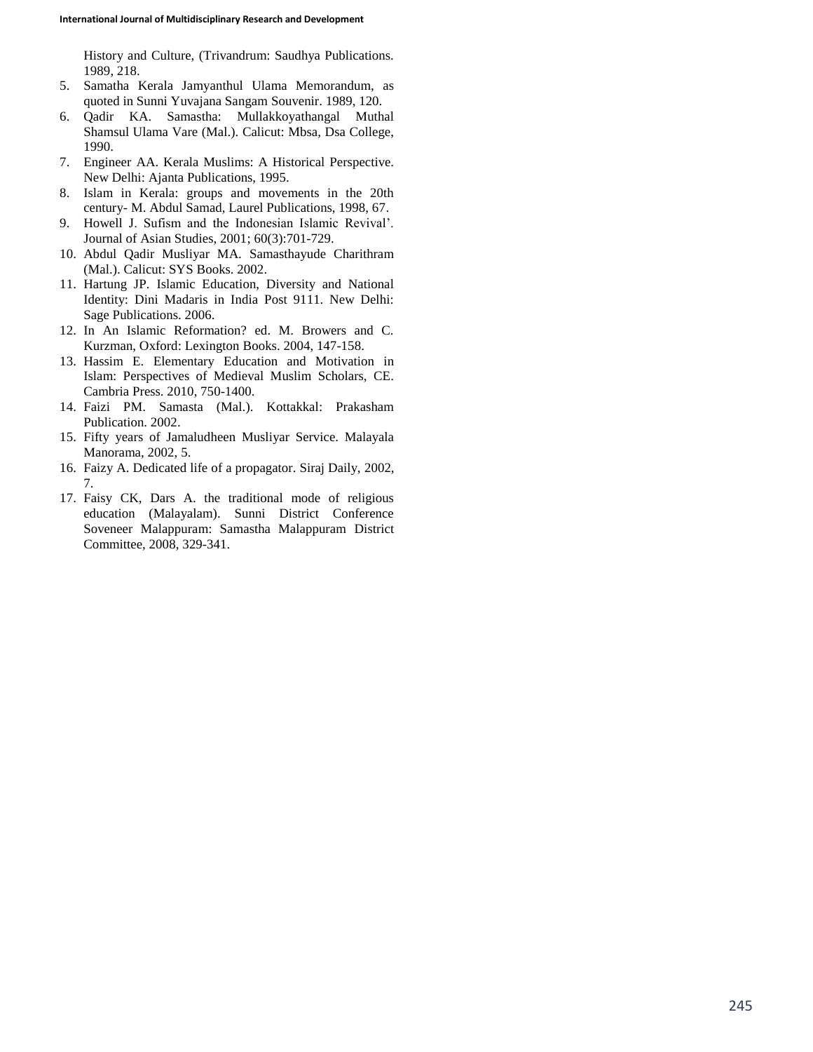History and Culture, (Trivandrum: Saudhya Publications. 1989, 218.

5. Samatha Kerala Jamyanthul Ulama Memorandum, as quoted in Sunni Yuvajana Sangam Souvenir. 1989, 120.
6. Qadir KA. Samastha: Mullakkoyathangal Muthal Shamsul Ulama Vare (Mal.). Calicut: Mbsa, Dsa College, 1990.
7. Engineer AA. Kerala Muslims: A Historical Perspective. New Delhi: Ajanta Publications, 1995.
8. Islam in Kerala: groups and movements in the 20th century- M. Abdul Samad, Laurel Publications, 1998, 67.
9. Howell J. Sufism and the Indonesian Islamic Revival'. Journal of Asian Studies, 2001; 60(3):701-729.
10. Abdul Qadir Musliyar MA. Samasthayude Charithram (Mal.). Calicut: SYS Books. 2002.
11. Hartung JP. Islamic Education, Diversity and National Identity: Dini Madaris in India Post 9111. New Delhi: Sage Publications. 2006.
12. In An Islamic Reformation? ed. M. Browers and C. Kurzman, Oxford: Lexington Books. 2004, 147-158.
13. Hassim E. Elementary Education and Motivation in Islam: Perspectives of Medieval Muslim Scholars, CE. Cambria Press. 2010, 750-1400.
14. Faizi PM. Samasta (Mal.). Kottakkal: Prakasham Publication. 2002.
15. Fifty years of Jamaludheen Musliyar Service. Malayala Manorama, 2002, 5.
16. Faizy A. Dedicated life of a propagator. Siraj Daily, 2002, 7.
17. Faisy CK, Dars A. the traditional mode of religious education (Malayalam). Sunni District Conference Soveneer Malappuram: Samastha Malappuram District Committee, 2008, 329-341.